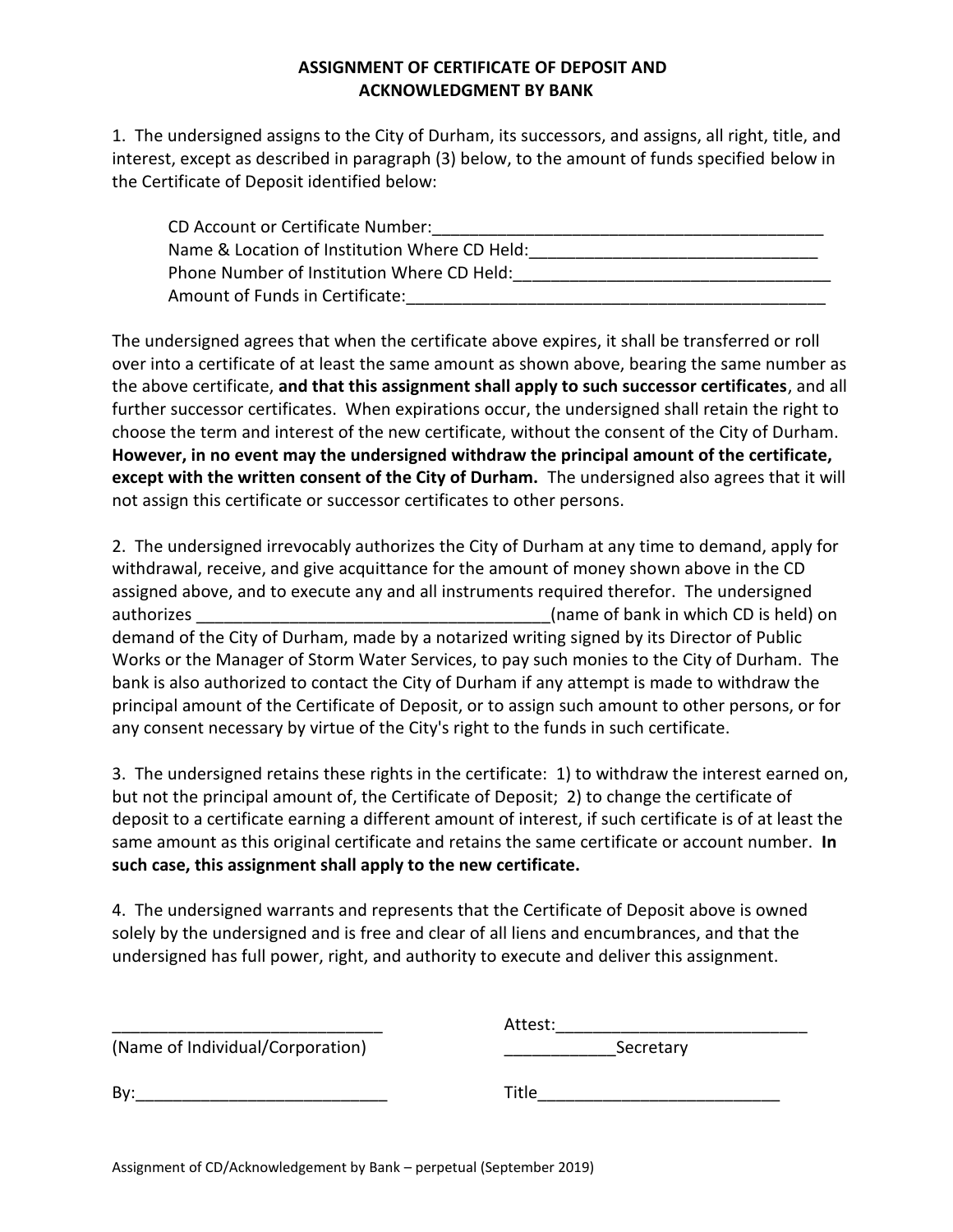# ASSIGNMENT OF CERTIFICATE OF DEPOSIT AND ACKNOWLEDGMENT BY BANK

1. The undersigned assigns to the City of Durham, its successors, and assigns, all right, title, and interest, except as described in paragraph (3) below, to the amount of funds specified below in the Certificate of Deposit identified below:

   CD Account or Certificate Number:___________________________________________
   Name & Location of Institution Where CD Held:_______________________________
   Phone Number of Institution Where CD Held:_________________________________
   Amount of Funds in Certificate:______________________________________________

The undersigned agrees that when the certificate above expires, it shall be transferred or roll over into a certificate of at least the same amount as shown above, bearing the same number as the above certificate, **and that this assignment shall apply to such successor certificates**, and all further successor certificates. When expirations occur, the undersigned shall retain the right to choose the term and interest of the new certificate, without the consent of the City of Durham. **However, in no event may the undersigned withdraw the principal amount of the certificate, except with the written consent of the City of Durham.** The undersigned also agrees that it will not assign this certificate or successor certificates to other persons.

2. The undersigned irrevocably authorizes the City of Durham at any time to demand, apply for withdrawal, receive, and give acquittance for the amount of money shown above in the CD assigned above, and to execute any and all instruments required therefor. The undersigned authorizes _____________________________________(name of bank in which CD is held) on demand of the City of Durham, made by a notarized writing signed by its Director of Public Works or the Manager of Storm Water Services, to pay such monies to the City of Durham. The bank is also authorized to contact the City of Durham if any attempt is made to withdraw the principal amount of the Certificate of Deposit, or to assign such amount to other persons, or for any consent necessary by virtue of the City's right to the funds in such certificate.

3. The undersigned retains these rights in the certificate: 1) to withdraw the interest earned on, but not the principal amount of, the Certificate of Deposit; 2) to change the certificate of deposit to a certificate earning a different amount of interest, if such certificate is of at least the same amount as this original certificate and retains the same certificate or account number. **In such case, this assignment shall apply to the new certificate.**

4. The undersigned warrants and represents that the Certificate of Deposit above is owned solely by the undersigned and is free and clear of all liens and encumbrances, and that the undersigned has full power, right, and authority to execute and deliver this assignment.

_____________________________
(Name of Individual/Corporation)

By:___________________________

Attest:___________________________
____________Secretary

Title__________________________

Assignment of CD/Acknowledgement by Bank – perpetual (September 2019)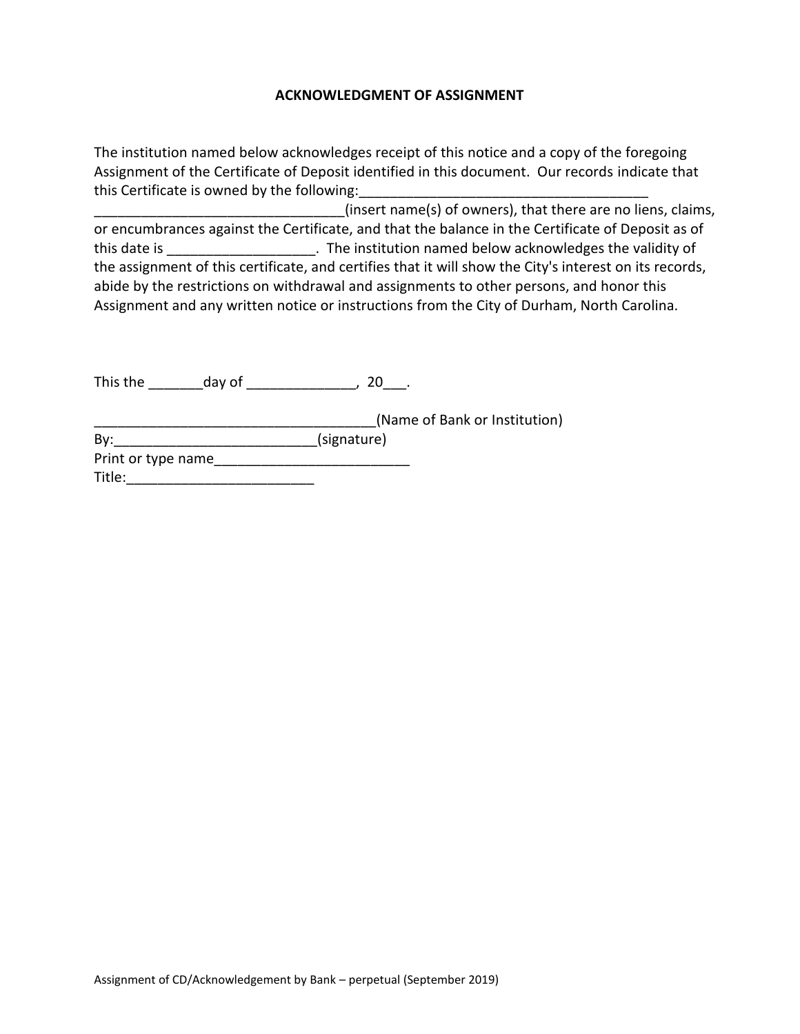**ACKNOWLEDGMENT OF ASSIGNMENT**

The institution named below acknowledges receipt of this notice and a copy of the foregoing Assignment of the Certificate of Deposit identified in this document. Our records indicate that this Certificate is owned by the following:_____________________________________ ________________________________(insert name(s) of owners), that there are no liens, claims, or encumbrances against the Certificate, and that the balance in the Certificate of Deposit as of this date is ___________________. The institution named below acknowledges the validity of the assignment of this certificate, and certifies that it will show the City's interest on its records, abide by the restrictions on withdrawal and assignments to other persons, and honor this Assignment and any written notice or instructions from the City of Durham, North Carolina.

This the _______day of ______________, 20___.

____________________________________(Name of Bank or Institution)
By:__________________________(signature)
Print or type name_________________________
Title:________________________

Assignment of CD/Acknowledgement by Bank – perpetual (September 2019)